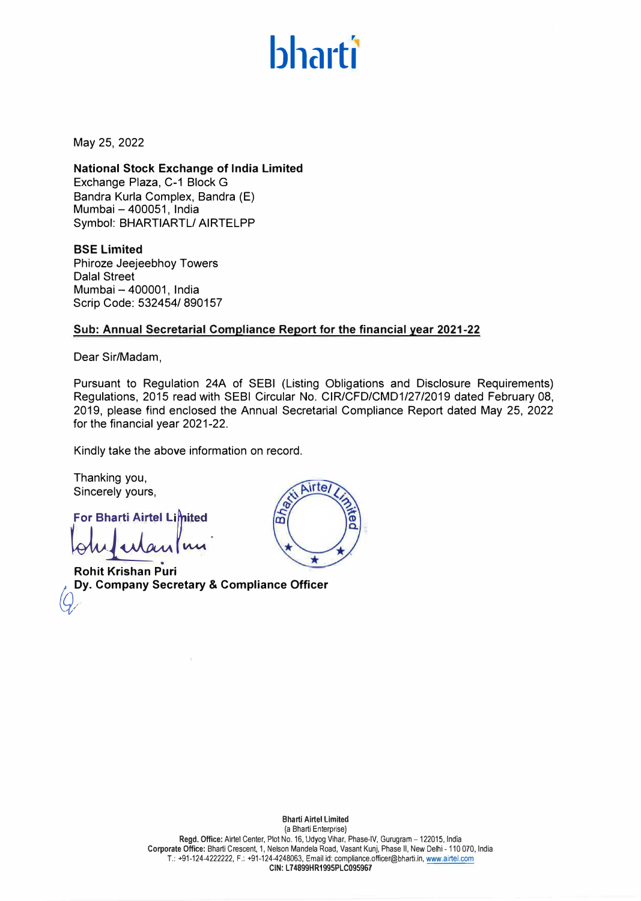May 25, 2022

**National Stock Exchange of India Limited**
Exchange Plaza, C-1 Block G
Bandra Kurla Complex, Bandra (E)
Mumbai – 400051, India
Symbol: BHARTIARTL/ AIRTELPP

**BSE Limited**
Phiroze Jeejeebhoy Towers
Dalal Street
Mumbai – 400001, India
Scrip Code: 532454/ 890157

**Sub: Annual Secretarial Compliance Report for the financial year 2021-22**

Dear Sir/Madam,

Pursuant to Regulation 24A of SEBI (Listing Obligations and Disclosure Requirements) Regulations, 2015 read with SEBI Circular No. CIR/CFD/CMD1/27/2019 dated February 08, 2019, please find enclosed the Annual Secretarial Compliance Report dated May 25, 2022 for the financial year 2021-22.

Kindly take the above information on record.

Thanking you,
Sincerely yours,

**For Bharti Airtel Limited**

**Rohit Krishan Puri**
**Dy. Company Secretary & Compliance Officer**

**Bharti Airtel Limited**
(a Bharti Enterprise)
**Regd. Office:** Airtel Center, Plot No. 16, Udyog Vihar, Phase-IV, Gurugram – 122015, India
**Corporate Office:** Bharti Crescent, 1, Nelson Mandela Road, Vasant Kunj, Phase II, New Delhi - 110 070, India
T.: +91-124-4222222, F.: +91-124-4248063, Email id: compliance.officer@bharti.in, www.airtel.com
**CIN: L74899HR1995PLC095967**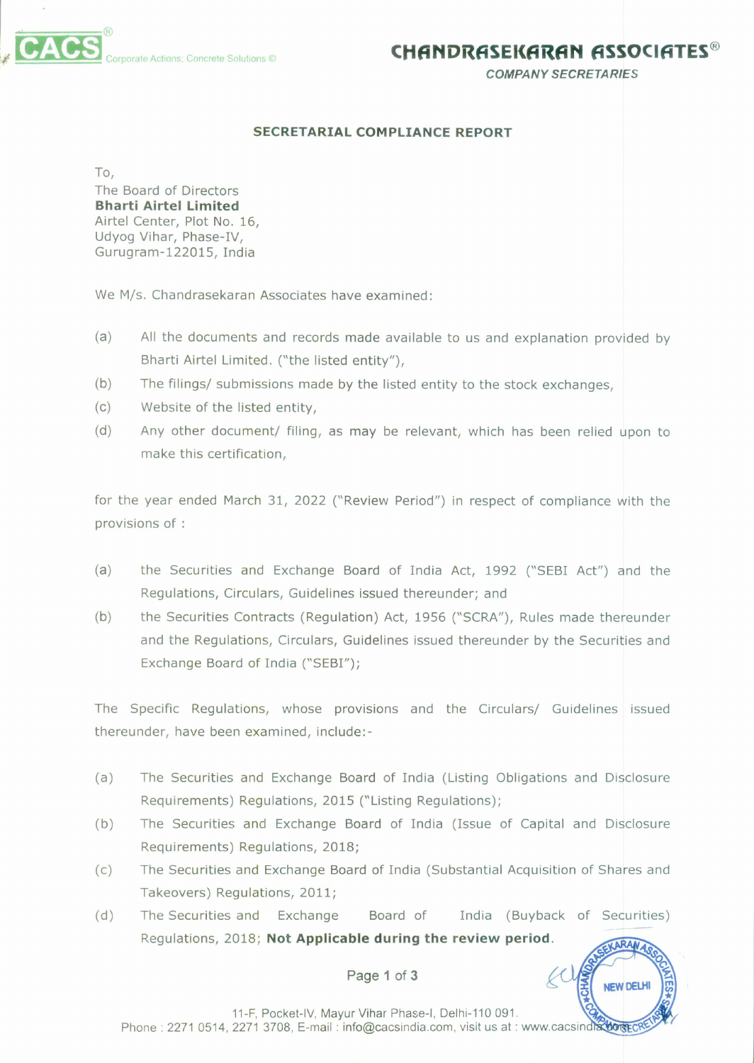# SECRETARIAL COMPLIANCE REPORT

To,
The Board of Directors
**Bharti Airtel Limited**
Airtel Center, Plot No. 16,
Udyog Vihar, Phase-IV,
Gurugram-122015, India

We M/s. Chandrasekaran Associates have examined:

(a) All the documents and records made available to us and explanation provided by Bharti Airtel Limited. ("the listed entity"),

(b) The filings/ submissions made by the listed entity to the stock exchanges,

(c) Website of the listed entity,

(d) Any other document/ filing, as may be relevant, which has been relied upon to make this certification,

for the year ended March 31, 2022 ("Review Period") in respect of compliance with the provisions of :

(a) the Securities and Exchange Board of India Act, 1992 ("SEBI Act") and the Regulations, Circulars, Guidelines issued thereunder; and

(b) the Securities Contracts (Regulation) Act, 1956 ("SCRA"), Rules made thereunder and the Regulations, Circulars, Guidelines issued thereunder by the Securities and Exchange Board of India ("SEBI");

The Specific Regulations, whose provisions and the Circulars/ Guidelines issued thereunder, have been examined, include:-

(a) The Securities and Exchange Board of India (Listing Obligations and Disclosure Requirements) Regulations, 2015 ("Listing Regulations);

(b) The Securities and Exchange Board of India (Issue of Capital and Disclosure Requirements) Regulations, 2018;

(c) The Securities and Exchange Board of India (Substantial Acquisition of Shares and Takeovers) Regulations, 2011;

(d) The Securities and Exchange Board of India (Buyback of Securities) Regulations, 2018; **Not Applicable during the review period**.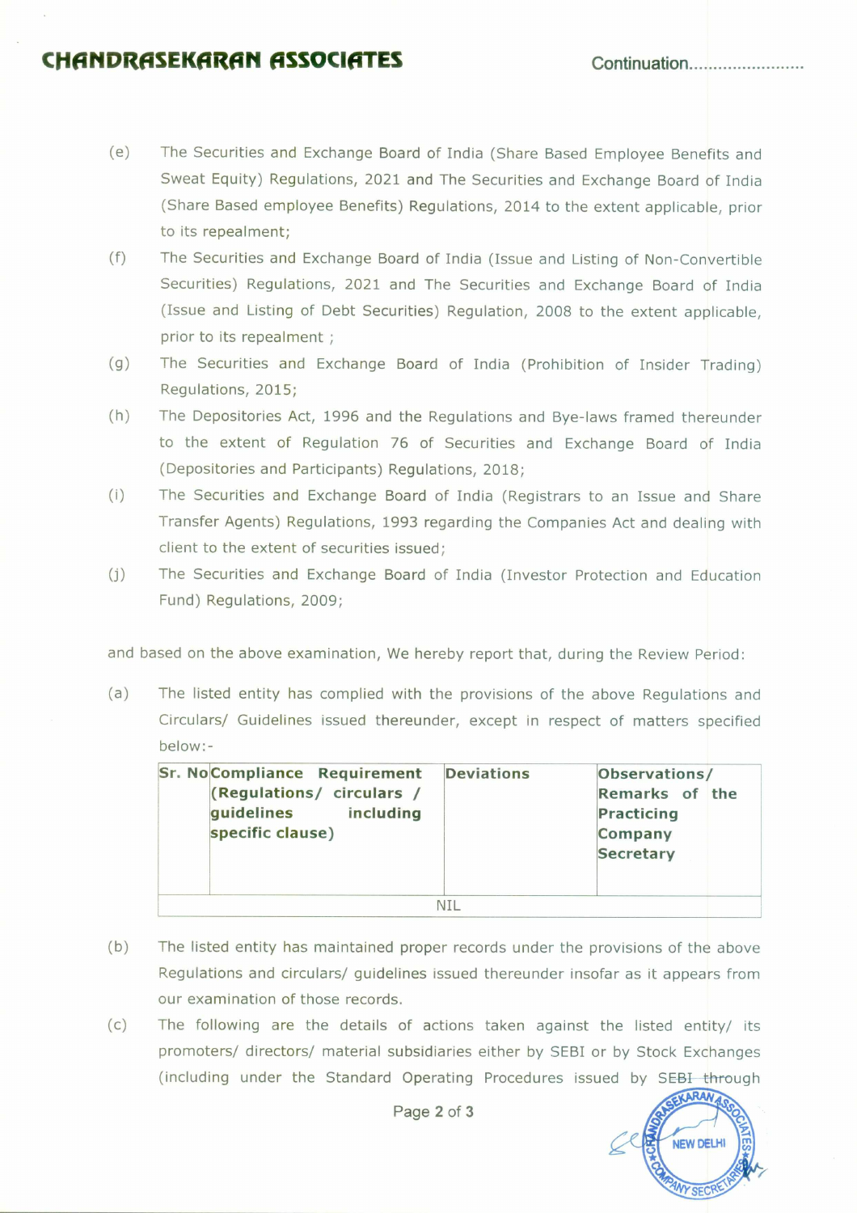(e) The Securities and Exchange Board of India (Share Based Employee Benefits and Sweat Equity) Regulations, 2021 and The Securities and Exchange Board of India (Share Based employee Benefits) Regulations, 2014 to the extent applicable, prior to its repealment;

(f) The Securities and Exchange Board of India (Issue and Listing of Non-Convertible Securities) Regulations, 2021 and The Securities and Exchange Board of India (Issue and Listing of Debt Securities) Regulation, 2008 to the extent applicable, prior to its repealment ;

(g) The Securities and Exchange Board of India (Prohibition of Insider Trading) Regulations, 2015;

(h) The Depositories Act, 1996 and the Regulations and Bye-laws framed thereunder to the extent of Regulation 76 of Securities and Exchange Board of India (Depositories and Participants) Regulations, 2018;

(i) The Securities and Exchange Board of India (Registrars to an Issue and Share Transfer Agents) Regulations, 1993 regarding the Companies Act and dealing with client to the extent of securities issued;

(j) The Securities and Exchange Board of India (Investor Protection and Education Fund) Regulations, 2009;

and based on the above examination, We hereby report that, during the Review Period:

(a) The listed entity has complied with the provisions of the above Regulations and Circulars/ Guidelines issued thereunder, except in respect of matters specified below:-

| Sr. No | Compliance Requirement (Regulations/ circulars / guidelines including specific clause) | Deviations | Observations/ Remarks of the Practicing Company Secretary |
|---|---|---|---|
| | | NIL | |

(b) The listed entity has maintained proper records under the provisions of the above Regulations and circulars/ guidelines issued thereunder insofar as it appears from our examination of those records.

(c) The following are the details of actions taken against the listed entity/ its promoters/ directors/ material subsidiaries either by SEBI or by Stock Exchanges (including under the Standard Operating Procedures issued by SEBI through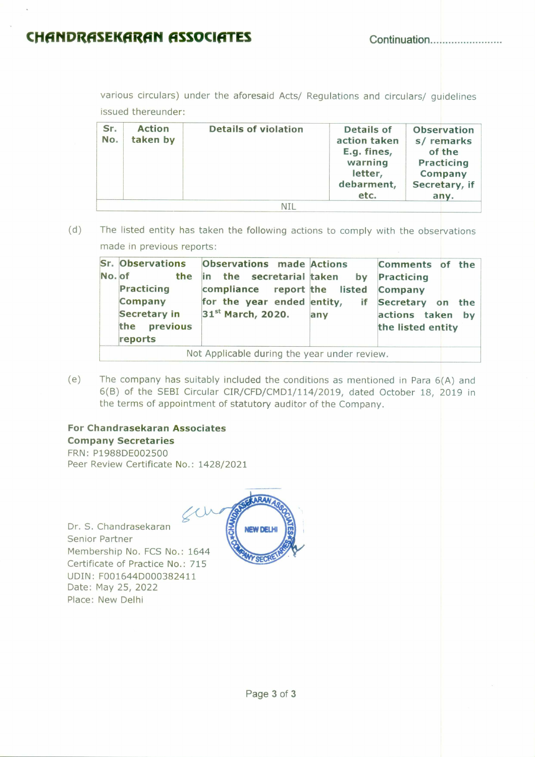various circulars) under the aforesaid Acts/ Regulations and circulars/ guidelines issued thereunder:

| Sr. No. | Action taken by | Details of violation | Details of action taken E.g. fines, warning letter, debarment, etc. | Observations/ remarks of the Practicing Company Secretary, if any. |
|---|---|---|---|---|
| NIL | | | | |

(d) The listed entity has taken the following actions to comply with the observations made in previous reports:

| Sr. No. | Observations of the Practicing Company Secretary in the previous reports | Observations made in the secretarial compliance report for the year ended 31st March, 2020. | Actions taken by the listed entity, if any | Comments of the Practicing Company Secretary on the actions taken by the listed entity |
|---|---|---|---|---|
| Not Applicable during the year under review. | | | | |

(e) The company has suitably included the conditions as mentioned in Para 6(A) and 6(B) of the SEBI Circular CIR/CFD/CMD1/114/2019, dated October 18, 2019 in the terms of appointment of statutory auditor of the Company.

**For Chandrasekaran Associates**
**Company Secretaries**
FRN: P1988DE002500
Peer Review Certificate No.: 1428/2021

Dr. S. Chandrasekaran
Senior Partner
Membership No. FCS No.: 1644
Certificate of Practice No.: 715
UDIN: F001644D000382411
Date: May 25, 2022
Place: New Delhi